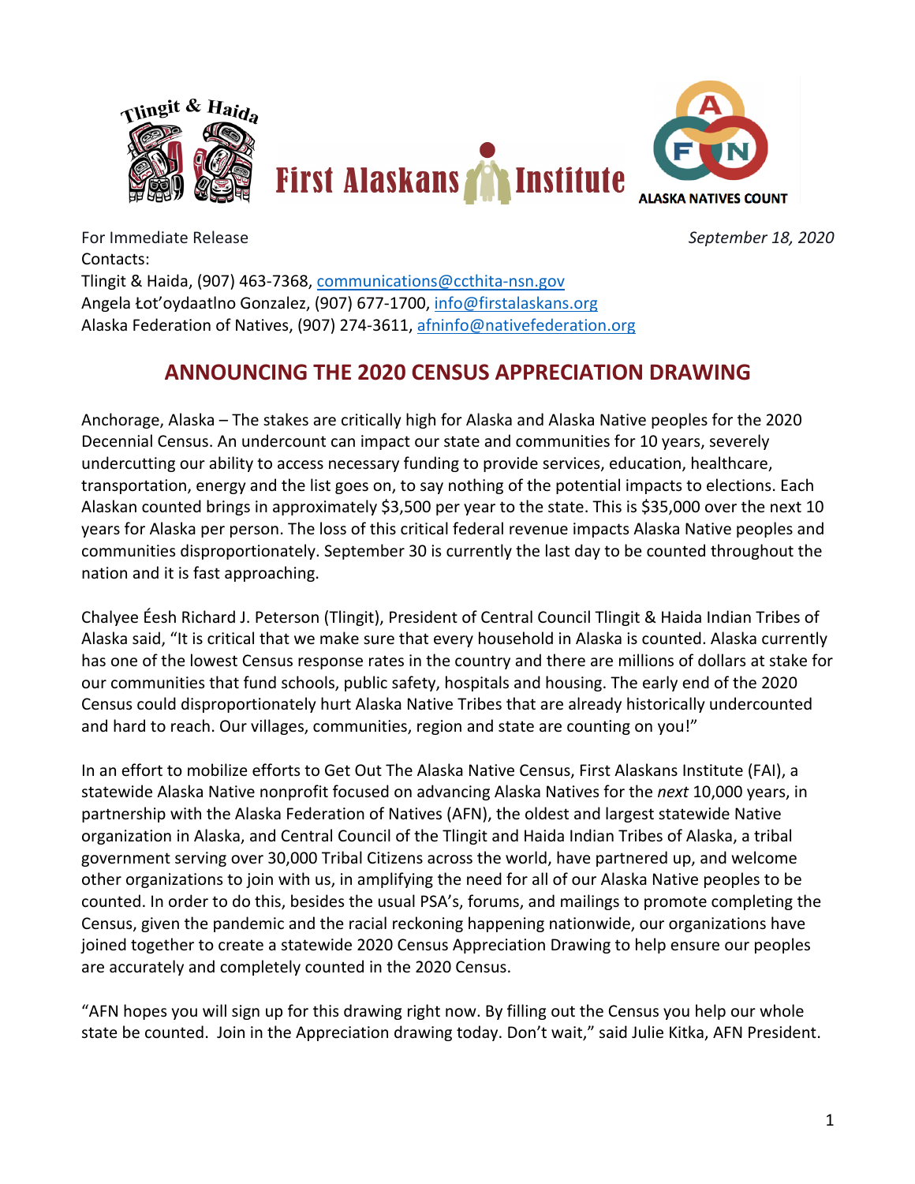For Immediate Release *September 18, 2020*

Contacts:
Tlingit & Haida, (907) 463-7368, communications@ccthita-nsn.gov
Angela Łot'oydaatlno Gonzalez, (907) 677-1700, info@firstalaskans.org
Alaska Federation of Natives, (907) 274-3611, afninfo@nativefederation.org

# ANNOUNCING THE 2020 CENSUS APPRECIATION DRAWING

Anchorage, Alaska – The stakes are critically high for Alaska and Alaska Native peoples for the 2020 Decennial Census. An undercount can impact our state and communities for 10 years, severely undercutting our ability to access necessary funding to provide services, education, healthcare, transportation, energy and the list goes on, to say nothing of the potential impacts to elections. Each Alaskan counted brings in approximately $3,500 per year to the state. This is $35,000 over the next 10 years for Alaska per person. The loss of this critical federal revenue impacts Alaska Native peoples and communities disproportionately. September 30 is currently the last day to be counted throughout the nation and it is fast approaching.

Chalyee Éesh Richard J. Peterson (Tlingit), President of Central Council Tlingit & Haida Indian Tribes of Alaska said, "It is critical that we make sure that every household in Alaska is counted. Alaska currently has one of the lowest Census response rates in the country and there are millions of dollars at stake for our communities that fund schools, public safety, hospitals and housing. The early end of the 2020 Census could disproportionately hurt Alaska Native Tribes that are already historically undercounted and hard to reach. Our villages, communities, region and state are counting on you!"

In an effort to mobilize efforts to Get Out The Alaska Native Census, First Alaskans Institute (FAI), a statewide Alaska Native nonprofit focused on advancing Alaska Natives for the *next* 10,000 years, in partnership with the Alaska Federation of Natives (AFN), the oldest and largest statewide Native organization in Alaska, and Central Council of the Tlingit and Haida Indian Tribes of Alaska, a tribal government serving over 30,000 Tribal Citizens across the world, have partnered up, and welcome other organizations to join with us, in amplifying the need for all of our Alaska Native peoples to be counted. In order to do this, besides the usual PSA's, forums, and mailings to promote completing the Census, given the pandemic and the racial reckoning happening nationwide, our organizations have joined together to create a statewide 2020 Census Appreciation Drawing to help ensure our peoples are accurately and completely counted in the 2020 Census.

"AFN hopes you will sign up for this drawing right now. By filling out the Census you help our whole state be counted. Join in the Appreciation drawing today. Don't wait," said Julie Kitka, AFN President.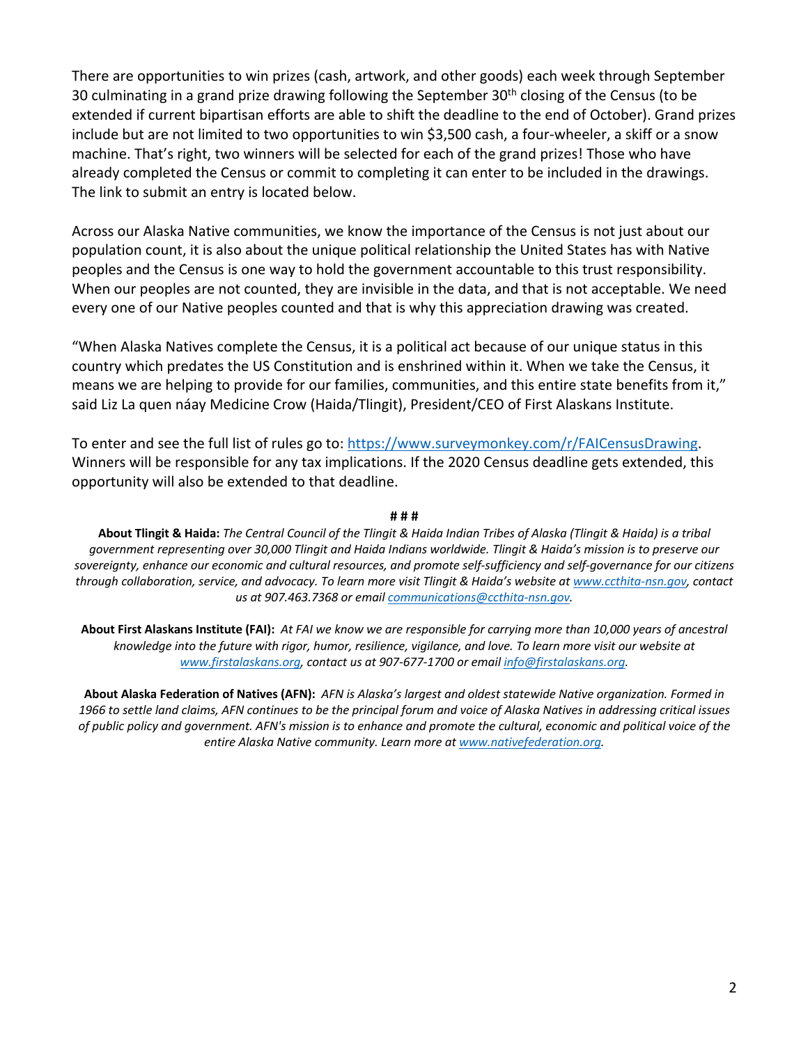There are opportunities to win prizes (cash, artwork, and other goods) each week through September 30 culminating in a grand prize drawing following the September 30th closing of the Census (to be extended if current bipartisan efforts are able to shift the deadline to the end of October). Grand prizes include but are not limited to two opportunities to win $3,500 cash, a four-wheeler, a skiff or a snow machine. That's right, two winners will be selected for each of the grand prizes! Those who have already completed the Census or commit to completing it can enter to be included in the drawings. The link to submit an entry is located below.

Across our Alaska Native communities, we know the importance of the Census is not just about our population count, it is also about the unique political relationship the United States has with Native peoples and the Census is one way to hold the government accountable to this trust responsibility. When our peoples are not counted, they are invisible in the data, and that is not acceptable. We need every one of our Native peoples counted and that is why this appreciation drawing was created.

"When Alaska Natives complete the Census, it is a political act because of our unique status in this country which predates the US Constitution and is enshrined within it. When we take the Census, it means we are helping to provide for our families, communities, and this entire state benefits from it," said Liz La quen náay Medicine Crow (Haida/Tlingit), President/CEO of First Alaskans Institute.

To enter and see the full list of rules go to: [https://www.surveymonkey.com/r/FAICensusDrawing](https://www.surveymonkey.com/r/FAICensusDrawing). Winners will be responsible for any tax implications. If the 2020 Census deadline gets extended, this opportunity will also be extended to that deadline.

**# # #**

**About Tlingit & Haida:** *The Central Council of the Tlingit & Haida Indian Tribes of Alaska (Tlingit & Haida) is a tribal government representing over 30,000 Tlingit and Haida Indians worldwide. Tlingit & Haida's mission is to preserve our sovereignty, enhance our economic and cultural resources, and promote self-sufficiency and self-governance for our citizens through collaboration, service, and advocacy. To learn more visit Tlingit & Haida's website at [www.ccthita-nsn.gov](www.ccthita-nsn.gov), contact us at 907.463.7368 or email [communications@ccthita-nsn.gov](mailto:communications@ccthita-nsn.gov).*

**About First Alaskans Institute (FAI):** *At FAI we know we are responsible for carrying more than 10,000 years of ancestral knowledge into the future with rigor, humor, resilience, vigilance, and love. To learn more visit our website at [www.firstalaskans.org](www.firstalaskans.org), contact us at 907-677-1700 or email [info@firstalaskans.org](mailto:info@firstalaskans.org).*

**About Alaska Federation of Natives (AFN):** *AFN is Alaska's largest and oldest statewide Native organization. Formed in 1966 to settle land claims, AFN continues to be the principal forum and voice of Alaska Natives in addressing critical issues of public policy and government. AFN's mission is to enhance and promote the cultural, economic and political voice of the entire Alaska Native community. Learn more at [www.nativefederation.org](www.nativefederation.org).*